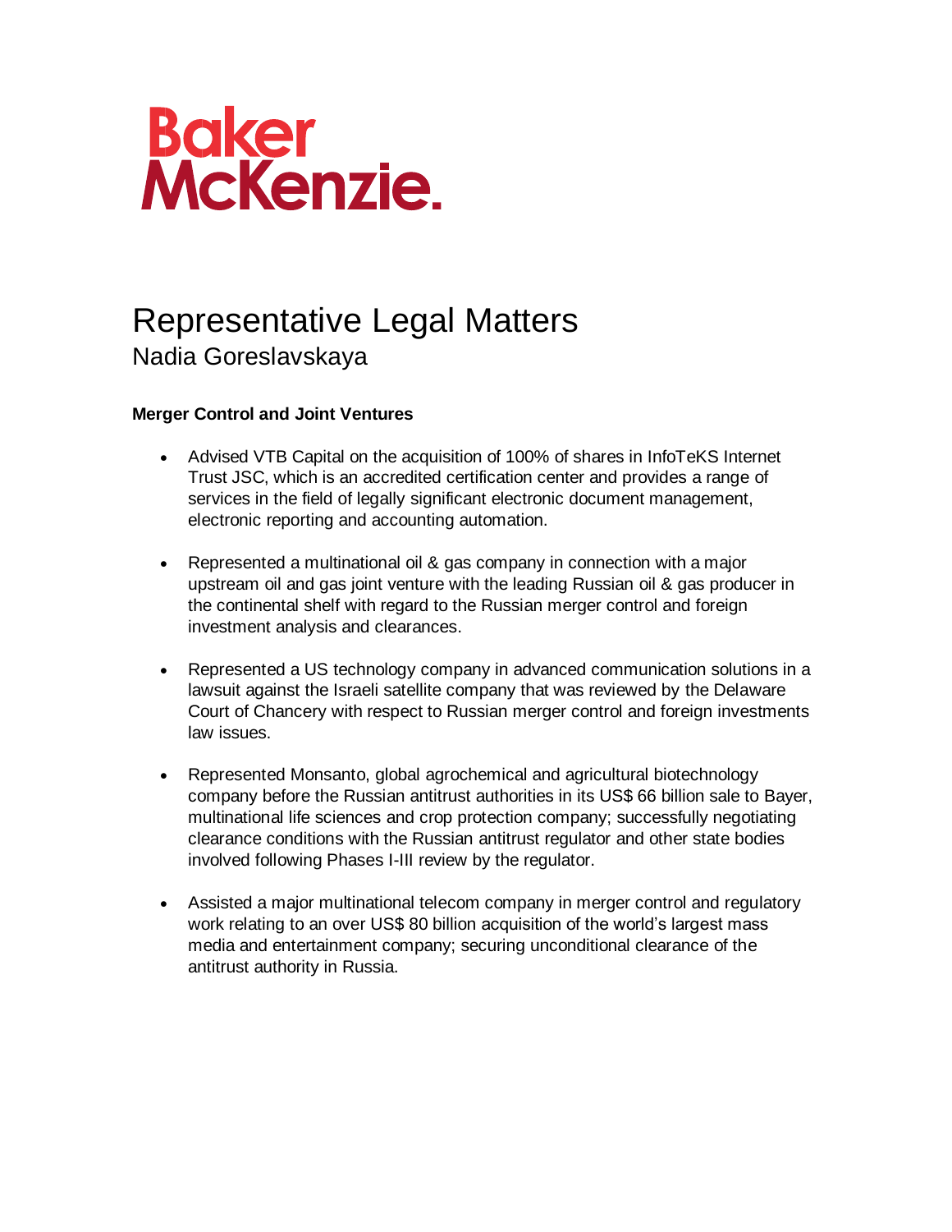Baker McKenzie.

# Representative Legal Matters

## Nadia Goreslavskaya

**Merger Control and Joint Ventures**

- Advised VTB Capital on the acquisition of 100% of shares in InfoTeKS Internet Trust JSC, which is an accredited certification center and provides a range of services in the field of legally significant electronic document management, electronic reporting and accounting automation.

- Represented a multinational oil & gas company in connection with a major upstream oil and gas joint venture with the leading Russian oil & gas producer in the continental shelf with regard to the Russian merger control and foreign investment analysis and clearances.

- Represented a US technology company in advanced communication solutions in a lawsuit against the Israeli satellite company that was reviewed by the Delaware Court of Chancery with respect to Russian merger control and foreign investments law issues.

- Represented Monsanto, global agrochemical and agricultural biotechnology company before the Russian antitrust authorities in its US$ 66 billion sale to Bayer, multinational life sciences and crop protection company; successfully negotiating clearance conditions with the Russian antitrust regulator and other state bodies involved following Phases I-III review by the regulator.

- Assisted a major multinational telecom company in merger control and regulatory work relating to an over US$ 80 billion acquisition of the world's largest mass media and entertainment company; securing unconditional clearance of the antitrust authority in Russia.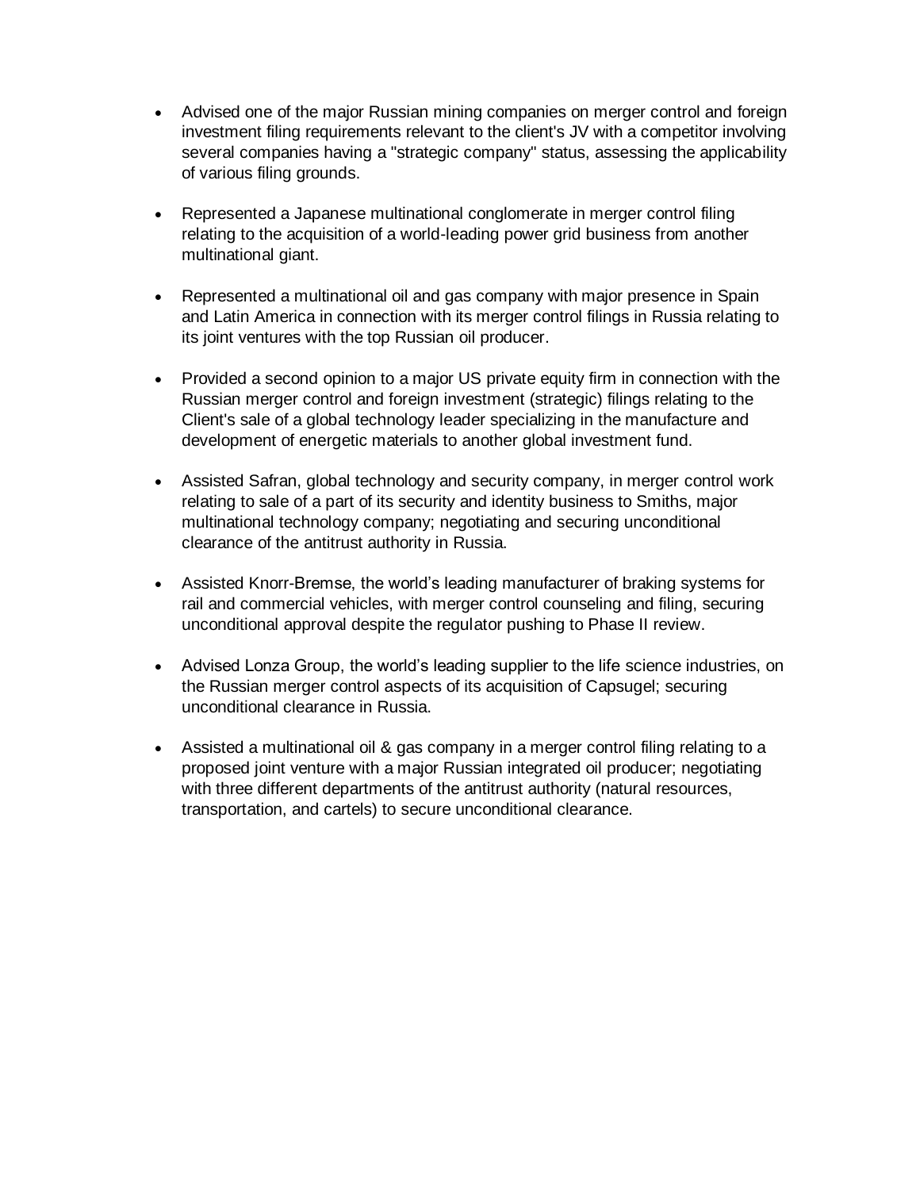- Advised one of the major Russian mining companies on merger control and foreign investment filing requirements relevant to the client's JV with a competitor involving several companies having a "strategic company" status, assessing the applicability of various filing grounds.

- Represented a Japanese multinational conglomerate in merger control filing relating to the acquisition of a world-leading power grid business from another multinational giant.

- Represented a multinational oil and gas company with major presence in Spain and Latin America in connection with its merger control filings in Russia relating to its joint ventures with the top Russian oil producer.

- Provided a second opinion to a major US private equity firm in connection with the Russian merger control and foreign investment (strategic) filings relating to the Client's sale of a global technology leader specializing in the manufacture and development of energetic materials to another global investment fund.

- Assisted Safran, global technology and security company, in merger control work relating to sale of a part of its security and identity business to Smiths, major multinational technology company; negotiating and securing unconditional clearance of the antitrust authority in Russia.

- Assisted Knorr-Bremse, the world's leading manufacturer of braking systems for rail and commercial vehicles, with merger control counseling and filing, securing unconditional approval despite the regulator pushing to Phase II review.

- Advised Lonza Group, the world's leading supplier to the life science industries, on the Russian merger control aspects of its acquisition of Capsugel; securing unconditional clearance in Russia.

- Assisted a multinational oil & gas company in a merger control filing relating to a proposed joint venture with a major Russian integrated oil producer; negotiating with three different departments of the antitrust authority (natural resources, transportation, and cartels) to secure unconditional clearance.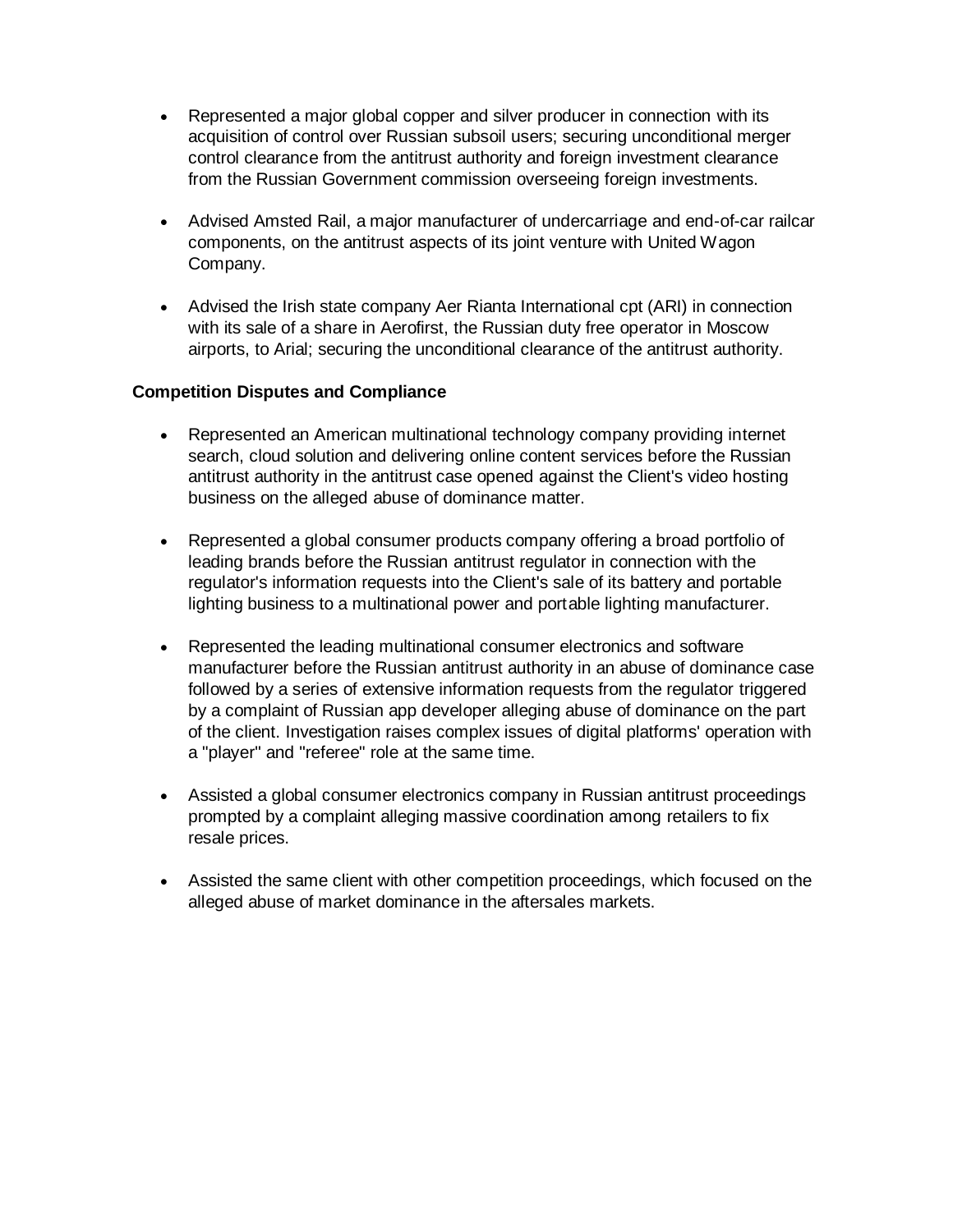- Represented a major global copper and silver producer in connection with its acquisition of control over Russian subsoil users; securing unconditional merger control clearance from the antitrust authority and foreign investment clearance from the Russian Government commission overseeing foreign investments.

- Advised Amsted Rail, a major manufacturer of undercarriage and end-of-car railcar components, on the antitrust aspects of its joint venture with United Wagon Company.

- Advised the Irish state company Aer Rianta International cpt (ARI) in connection with its sale of a share in Aerofirst, the Russian duty free operator in Moscow airports, to Arial; securing the unconditional clearance of the antitrust authority.

**Competition Disputes and Compliance**

- Represented an American multinational technology company providing internet search, cloud solution and delivering online content services before the Russian antitrust authority in the antitrust case opened against the Client's video hosting business on the alleged abuse of dominance matter.

- Represented a global consumer products company offering a broad portfolio of leading brands before the Russian antitrust regulator in connection with the regulator's information requests into the Client's sale of its battery and portable lighting business to a multinational power and portable lighting manufacturer.

- Represented the leading multinational consumer electronics and software manufacturer before the Russian antitrust authority in an abuse of dominance case followed by a series of extensive information requests from the regulator triggered by a complaint of Russian app developer alleging abuse of dominance on the part of the client. Investigation raises complex issues of digital platforms' operation with a "player" and "referee" role at the same time.

- Assisted a global consumer electronics company in Russian antitrust proceedings prompted by a complaint alleging massive coordination among retailers to fix resale prices.

- Assisted the same client with other competition proceedings, which focused on the alleged abuse of market dominance in the aftersales markets.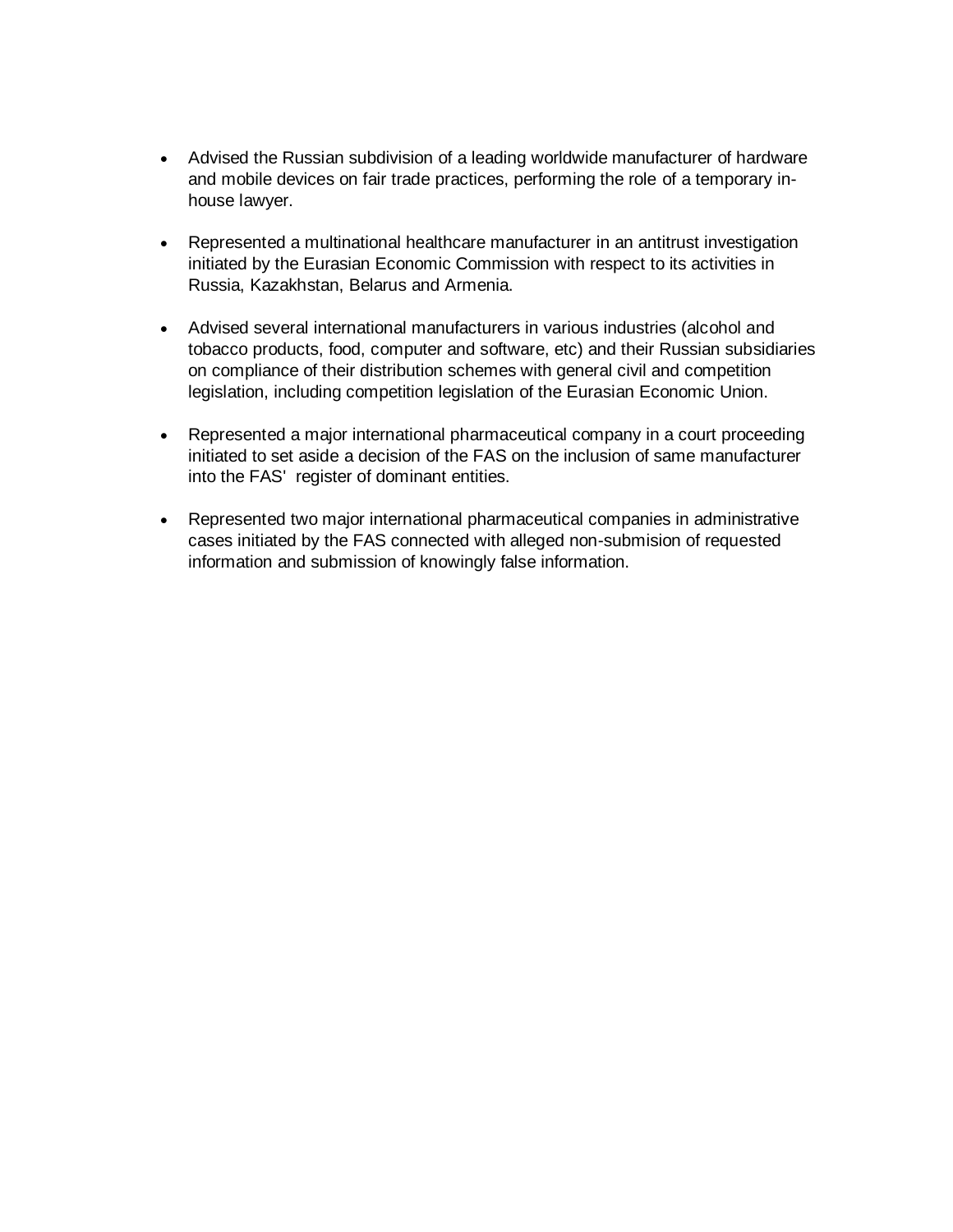- Advised the Russian subdivision of a leading worldwide manufacturer of hardware and mobile devices on fair trade practices, performing the role of a temporary in-house lawyer.

- Represented a multinational healthcare manufacturer in an antitrust investigation initiated by the Eurasian Economic Commission with respect to its activities in Russia, Kazakhstan, Belarus and Armenia.

- Advised several international manufacturers in various industries (alcohol and tobacco products, food, computer and software, etc) and their Russian subsidiaries on compliance of their distribution schemes with general civil and competition legislation, including competition legislation of the Eurasian Economic Union.

- Represented a major international pharmaceutical company in a court proceeding initiated to set aside a decision of the FAS on the inclusion of same manufacturer into the FAS' register of dominant entities.

- Represented two major international pharmaceutical companies in administrative cases initiated by the FAS connected with alleged non-submision of requested information and submission of knowingly false information.